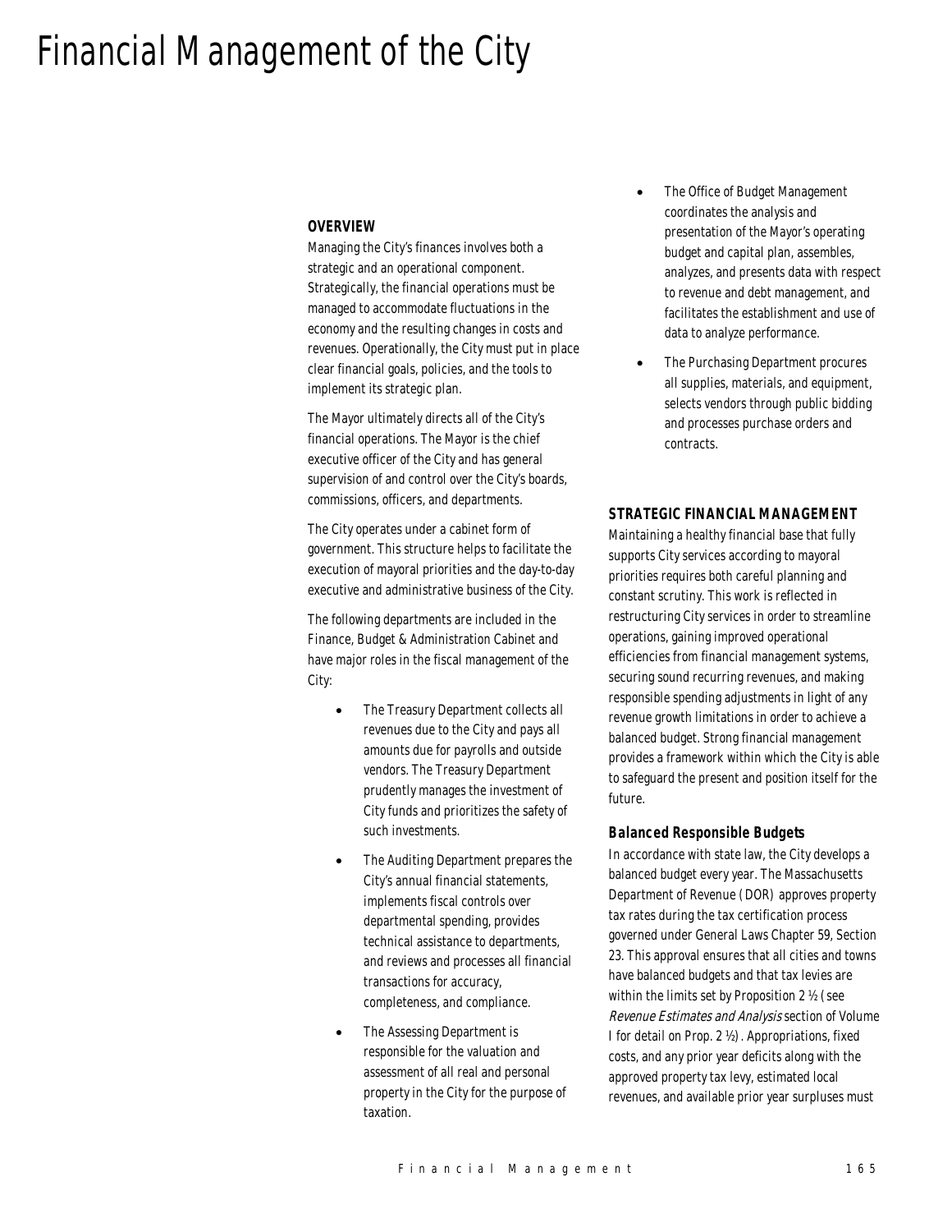# Financial Management of the City

## OVERVIEW

Managing the City's finances involves both a strategic and an operational component. Strategically, the financial operations must be managed to accommodate fluctuations in the economy and the resulting changes in costs and revenues. Operationally, the City must put in place clear financial goals, policies, and the tools to implement its strategic plan.

The Mayor ultimately directs all of the City's financial operations. The Mayor is the chief executive officer of the City and has general supervision of and control over the City's boards, commissions, officers, and departments.

The City operates under a cabinet form of government. This structure helps to facilitate the execution of mayoral priorities and the day-to-day executive and administrative business of the City.

The following departments are included in the Finance, Budget & Administration Cabinet and have major roles in the fiscal management of the City:

- The Treasury Department collects all revenues due to the City and pays all amounts due for payrolls and outside vendors. The Treasury Department prudently manages the investment of City funds and prioritizes the safety of such investments.
- The Auditing Department prepares the City's annual financial statements, implements fiscal controls over departmental spending, provides technical assistance to departments, and reviews and processes all financial transactions for accuracy, completeness, and compliance.
- The Assessing Department is responsible for the valuation and assessment of all real and personal property in the City for the purpose of taxation.
- The Office of Budget Management coordinates the analysis and presentation of the Mayor's operating budget and capital plan, assembles, analyzes, and presents data with respect to revenue and debt management, and facilitates the establishment and use of data to analyze performance.
- The Purchasing Department procures all supplies, materials, and equipment, selects vendors through public bidding and processes purchase orders and contracts.

## STRATEGIC FINANCIAL MANAGEMENT

Maintaining a healthy financial base that fully supports City services according to mayoral priorities requires both careful planning and constant scrutiny. This work is reflected in restructuring City services in order to streamline operations, gaining improved operational efficiencies from financial management systems, securing sound recurring revenues, and making responsible spending adjustments in light of any revenue growth limitations in order to achieve a balanced budget. Strong financial management provides a framework within which the City is able to safeguard the present and position itself for the future.

### Balanced Responsible Budgets

In accordance with state law, the City develops a balanced budget every year. The Massachusetts Department of Revenue (DOR) approves property tax rates during the tax certification process governed under General Laws Chapter 59, Section 23. This approval ensures that all cities and towns have balanced budgets and that tax levies are within the limits set by Proposition 2 ½ (see *Revenue Estimates and Analysis* section of Volume I for detail on Prop. 2 ½). Appropriations, fixed costs, and any prior year deficits along with the approved property tax levy, estimated local revenues, and available prior year surpluses must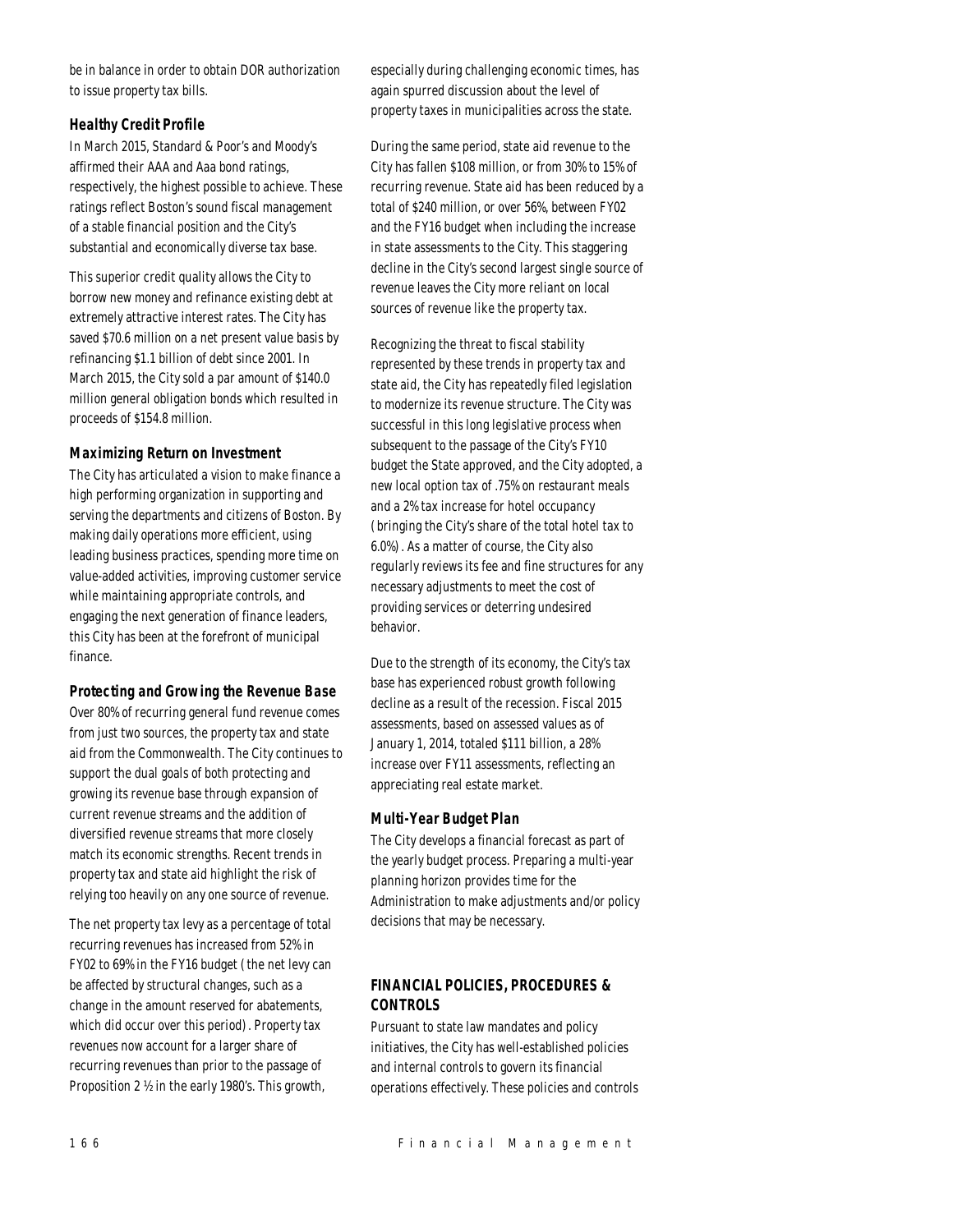be in balance in order to obtain DOR authorization to issue property tax bills.

### Healthy Credit Profile

In March 2015, Standard & Poor's and Moody's affirmed their AAA and Aaa bond ratings, respectively, the highest possible to achieve. These ratings reflect Boston's sound fiscal management of a stable financial position and the City's substantial and economically diverse tax base.

This superior credit quality allows the City to borrow new money and refinance existing debt at extremely attractive interest rates. The City has saved $70.6 million on a net present value basis by refinancing $1.1 billion of debt since 2001. In March 2015, the City sold a par amount of $140.0 million general obligation bonds which resulted in proceeds of $154.8 million.

### Maximizing Return on Investment

The City has articulated a vision to make finance a high performing organization in supporting and serving the departments and citizens of Boston. By making daily operations more efficient, using leading business practices, spending more time on value-added activities, improving customer service while maintaining appropriate controls, and engaging the next generation of finance leaders, this City has been at the forefront of municipal finance.

### Protecting and Growing the Revenue Base

Over 80% of recurring general fund revenue comes from just two sources, the property tax and state aid from the Commonwealth. The City continues to support the dual goals of both protecting and growing its revenue base through expansion of current revenue streams and the addition of diversified revenue streams that more closely match its economic strengths. Recent trends in property tax and state aid highlight the risk of relying too heavily on any one source of revenue.

The net property tax levy as a percentage of total recurring revenues has increased from 52% in FY02 to 69% in the FY16 budget (the net levy can be affected by structural changes, such as a change in the amount reserved for abatements, which did occur over this period). Property tax revenues now account for a larger share of recurring revenues than prior to the passage of Proposition 2 ½ in the early 1980's. This growth, especially during challenging economic times, has again spurred discussion about the level of property taxes in municipalities across the state.

During the same period, state aid revenue to the City has fallen $108 million, or from 30% to 15% of recurring revenue. State aid has been reduced by a total of $240 million, or over 56%, between FY02 and the FY16 budget when including the increase in state assessments to the City. This staggering decline in the City's second largest single source of revenue leaves the City more reliant on local sources of revenue like the property tax.

Recognizing the threat to fiscal stability represented by these trends in property tax and state aid, the City has repeatedly filed legislation to modernize its revenue structure. The City was successful in this long legislative process when subsequent to the passage of the City's FY10 budget the State approved, and the City adopted, a new local option tax of .75% on restaurant meals and a 2% tax increase for hotel occupancy (bringing the City's share of the total hotel tax to 6.0%). As a matter of course, the City also regularly reviews its fee and fine structures for any necessary adjustments to meet the cost of providing services or deterring undesired behavior.

Due to the strength of its economy, the City's tax base has experienced robust growth following decline as a result of the recession. Fiscal 2015 assessments, based on assessed values as of January 1, 2014, totaled $111 billion, a 28% increase over FY11 assessments, reflecting an appreciating real estate market.

### Multi-Year Budget Plan

The City develops a financial forecast as part of the yearly budget process. Preparing a multi-year planning horizon provides time for the Administration to make adjustments and/or policy decisions that may be necessary.

## FINANCIAL POLICIES, PROCEDURES & CONTROLS

Pursuant to state law mandates and policy initiatives, the City has well-established policies and internal controls to govern its financial operations effectively. These policies and controls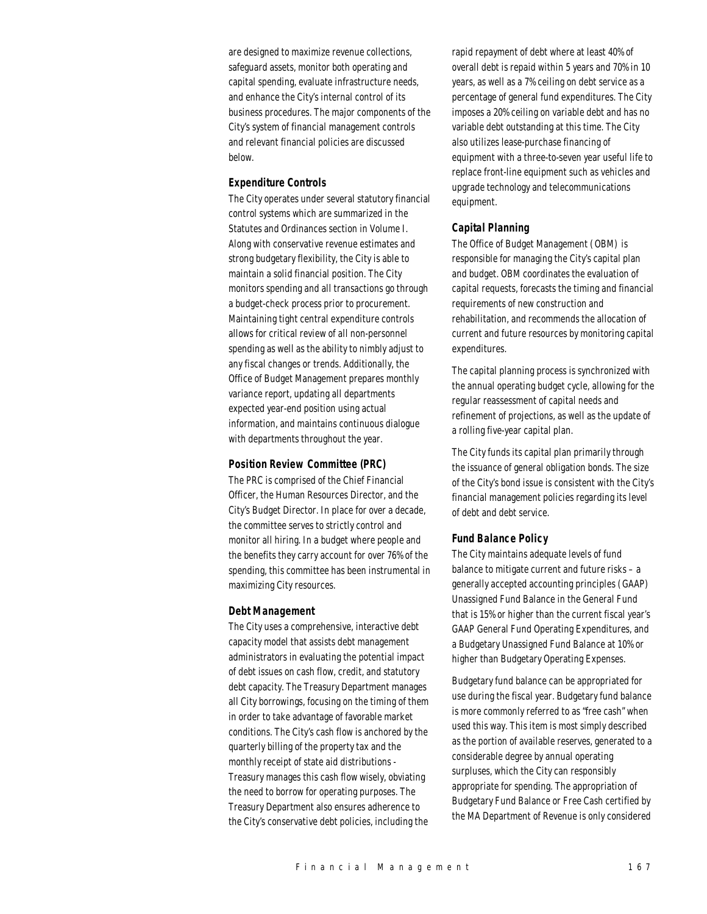are designed to maximize revenue collections, safeguard assets, monitor both operating and capital spending, evaluate infrastructure needs, and enhance the City's internal control of its business procedures. The major components of the City's system of financial management controls and relevant financial policies are discussed below.

### Expenditure Controls

The City operates under several statutory financial control systems which are summarized in the Statutes and Ordinances section in Volume I. Along with conservative revenue estimates and strong budgetary flexibility, the City is able to maintain a solid financial position. The City monitors spending and all transactions go through a budget-check process prior to procurement. Maintaining tight central expenditure controls allows for critical review of all non-personnel spending as well as the ability to nimbly adjust to any fiscal changes or trends. Additionally, the Office of Budget Management prepares monthly variance report, updating all departments expected year-end position using actual information, and maintains continuous dialogue with departments throughout the year.

### Position Review Committee (PRC)

The PRC is comprised of the Chief Financial Officer, the Human Resources Director, and the City's Budget Director. In place for over a decade, the committee serves to strictly control and monitor all hiring. In a budget where people and the benefits they carry account for over 76% of the spending, this committee has been instrumental in maximizing City resources.

### Debt Management

The City uses a comprehensive, interactive debt capacity model that assists debt management administrators in evaluating the potential impact of debt issues on cash flow, credit, and statutory debt capacity. The Treasury Department manages all City borrowings, focusing on the timing of them in order to take advantage of favorable market conditions. The City's cash flow is anchored by the quarterly billing of the property tax and the monthly receipt of state aid distributions - Treasury manages this cash flow wisely, obviating the need to borrow for operating purposes. The Treasury Department also ensures adherence to the City's conservative debt policies, including the rapid repayment of debt where at least 40% of overall debt is repaid within 5 years and 70% in 10 years, as well as a 7% ceiling on debt service as a percentage of general fund expenditures. The City imposes a 20% ceiling on variable debt and has no variable debt outstanding at this time. The City also utilizes lease-purchase financing of equipment with a three-to-seven year useful life to replace front-line equipment such as vehicles and upgrade technology and telecommunications equipment.

### Capital Planning

The Office of Budget Management (OBM) is responsible for managing the City's capital plan and budget. OBM coordinates the evaluation of capital requests, forecasts the timing and financial requirements of new construction and rehabilitation, and recommends the allocation of current and future resources by monitoring capital expenditures.

The capital planning process is synchronized with the annual operating budget cycle, allowing for the regular reassessment of capital needs and refinement of projections, as well as the update of a rolling five-year capital plan.

The City funds its capital plan primarily through the issuance of general obligation bonds. The size of the City's bond issue is consistent with the City's financial management policies regarding its level of debt and debt service.

### Fund Balance Policy

The City maintains adequate levels of fund balance to mitigate current and future risks – a generally accepted accounting principles (GAAP) Unassigned Fund Balance in the General Fund that is 15% or higher than the current fiscal year's GAAP General Fund Operating Expenditures, and a Budgetary Unassigned Fund Balance at 10% or higher than Budgetary Operating Expenses.

Budgetary fund balance can be appropriated for use during the fiscal year. Budgetary fund balance is more commonly referred to as "free cash" when used this way. This item is most simply described as the portion of available reserves, generated to a considerable degree by annual operating surpluses, which the City can responsibly appropriate for spending. The appropriation of Budgetary Fund Balance or Free Cash certified by the MA Department of Revenue is only considered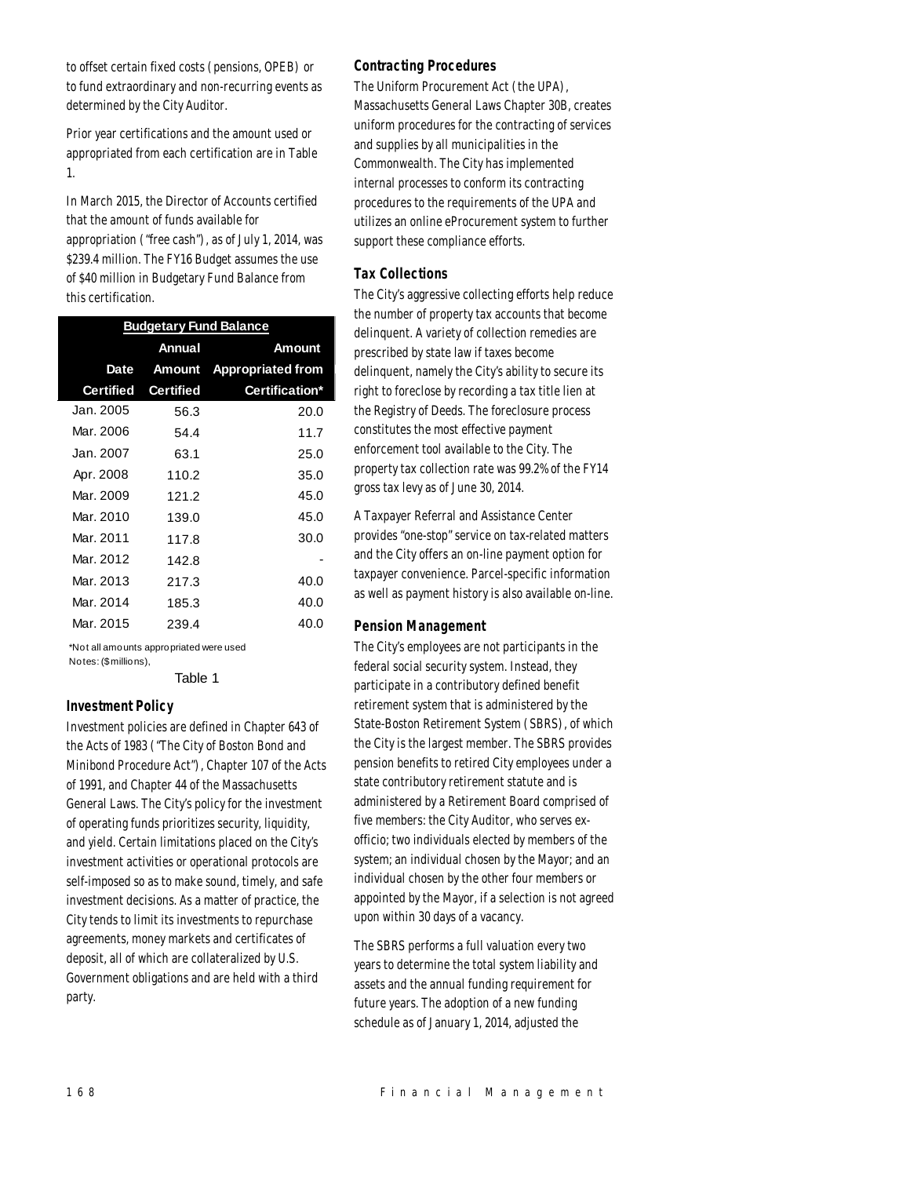to offset certain fixed costs (pensions, OPEB) or to fund extraordinary and non-recurring events as determined by the City Auditor.

Prior year certifications and the amount used or appropriated from each certification are in Table 1.

In March 2015, the Director of Accounts certified that the amount of funds available for appropriation ("free cash"), as of July 1, 2014, was $239.4 million. The FY16 Budget assumes the use of $40 million in Budgetary Fund Balance from this certification.

| Budgetary Fund Balance | | |
|---|---|---|
| Date Certified | Annual Amount Certified | Amount Appropriated from Certification* |
| Jan. 2005 | 56.3 | 20.0 |
| Mar. 2006 | 54.4 | 11.7 |
| Jan. 2007 | 63.1 | 25.0 |
| Apr. 2008 | 110.2 | 35.0 |
| Mar. 2009 | 121.2 | 45.0 |
| Mar. 2010 | 139.0 | 45.0 |
| Mar. 2011 | 117.8 | 30.0 |
| Mar. 2012 | 142.8 | - |
| Mar. 2013 | 217.3 | 40.0 |
| Mar. 2014 | 185.3 | 40.0 |
| Mar. 2015 | 239.4 | 40.0 |

*Not all amounts appropriated were used
Notes: ($millions),

Table 1

### Investment Policy

Investment policies are defined in Chapter 643 of the Acts of 1983 ("The City of Boston Bond and Minibond Procedure Act"), Chapter 107 of the Acts of 1991, and Chapter 44 of the Massachusetts General Laws. The City's policy for the investment of operating funds prioritizes security, liquidity, and yield. Certain limitations placed on the City's investment activities or operational protocols are self-imposed so as to make sound, timely, and safe investment decisions. As a matter of practice, the City tends to limit its investments to repurchase agreements, money markets and certificates of deposit, all of which are collateralized by U.S. Government obligations and are held with a third party.

### Contracting Procedures

The Uniform Procurement Act (the UPA), Massachusetts General Laws Chapter 30B, creates uniform procedures for the contracting of services and supplies by all municipalities in the Commonwealth. The City has implemented internal processes to conform its contracting procedures to the requirements of the UPA and utilizes an online eProcurement system to further support these compliance efforts.

### Tax Collections

The City's aggressive collecting efforts help reduce the number of property tax accounts that become delinquent. A variety of collection remedies are prescribed by state law if taxes become delinquent, namely the City's ability to secure its right to foreclose by recording a tax title lien at the Registry of Deeds. The foreclosure process constitutes the most effective payment enforcement tool available to the City. The property tax collection rate was 99.2% of the FY14 gross tax levy as of June 30, 2014.

A Taxpayer Referral and Assistance Center provides "one-stop" service on tax-related matters and the City offers an on-line payment option for taxpayer convenience. Parcel-specific information as well as payment history is also available on-line.

### Pension Management

The City's employees are not participants in the federal social security system. Instead, they participate in a contributory defined benefit retirement system that is administered by the State-Boston Retirement System (SBRS), of which the City is the largest member. The SBRS provides pension benefits to retired City employees under a state contributory retirement statute and is administered by a Retirement Board comprised of five members: the City Auditor, who serves ex-officio; two individuals elected by members of the system; an individual chosen by the Mayor; and an individual chosen by the other four members or appointed by the Mayor, if a selection is not agreed upon within 30 days of a vacancy.

The SBRS performs a full valuation every two years to determine the total system liability and assets and the annual funding requirement for future years. The adoption of a new funding schedule as of January 1, 2014, adjusted the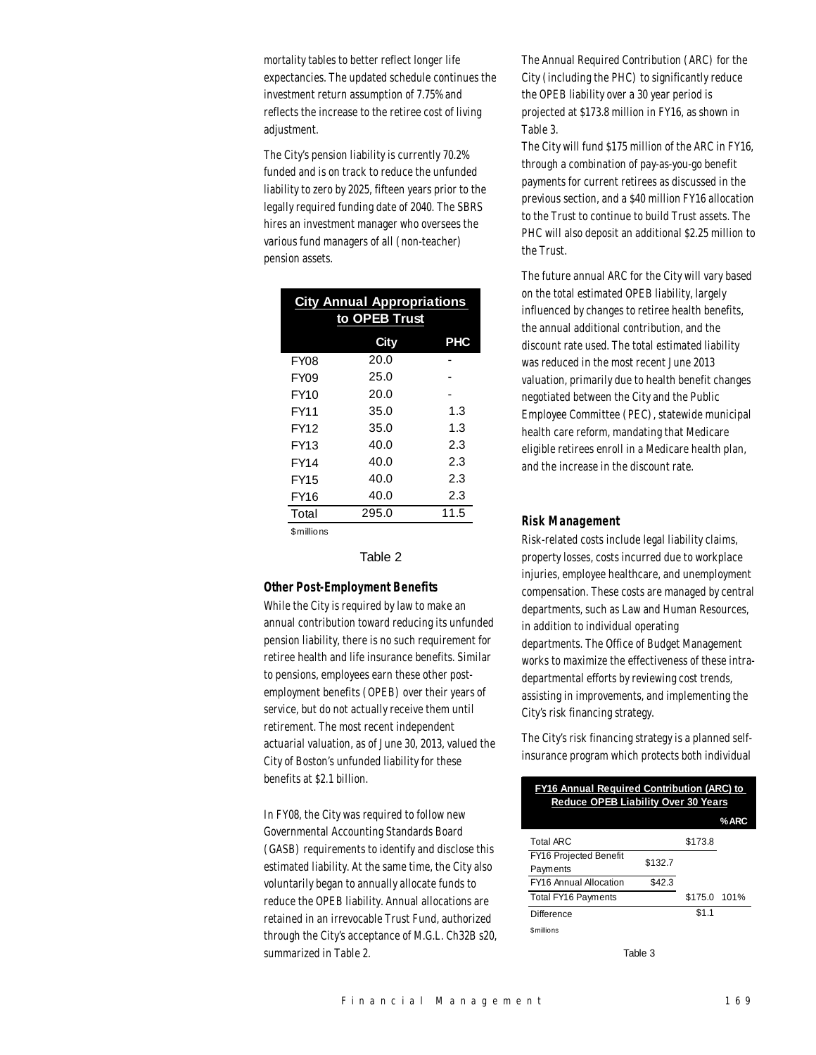mortality tables to better reflect longer life expectancies. The updated schedule continues the investment return assumption of 7.75% and reflects the increase to the retiree cost of living adjustment.

The City's pension liability is currently 70.2% funded and is on track to reduce the unfunded liability to zero by 2025, fifteen years prior to the legally required funding date of 2040. The SBRS hires an investment manager who oversees the various fund managers of all (non-teacher) pension assets.

| City Annual Appropriations to OPEB Trust | | |
|---|---|---|
| | City | PHC |
| FY08 | 20.0 | - |
| FY09 | 25.0 | - |
| FY10 | 20.0 | - |
| FY11 | 35.0 | 1.3 |
| FY12 | 35.0 | 1.3 |
| FY13 | 40.0 | 2.3 |
| FY14 | 40.0 | 2.3 |
| FY15 | 40.0 | 2.3 |
| FY16 | 40.0 | 2.3 |
| Total | 295.0 | 11.5 |

$millions

Table 2

### Other Post-Employment Benefits

While the City is required by law to make an annual contribution toward reducing its unfunded pension liability, there is no such requirement for retiree health and life insurance benefits. Similar to pensions, employees earn these other post-employment benefits (OPEB) over their years of service, but do not actually receive them until retirement. The most recent independent actuarial valuation, as of June 30, 2013, valued the City of Boston's unfunded liability for these benefits at $2.1 billion.

In FY08, the City was required to follow new Governmental Accounting Standards Board (GASB) requirements to identify and disclose this estimated liability. At the same time, the City also voluntarily began to annually allocate funds to reduce the OPEB liability. Annual allocations are retained in an irrevocable Trust Fund, authorized through the City's acceptance of M.G.L. Ch32B s20, summarized in Table 2.

The Annual Required Contribution (ARC) for the City (including the PHC) to significantly reduce the OPEB liability over a 30 year period is projected at $173.8 million in FY16, as shown in Table 3.

The City will fund $175 million of the ARC in FY16, through a combination of pay-as-you-go benefit payments for current retirees as discussed in the previous section, and a $40 million FY16 allocation to the Trust to continue to build Trust assets. The PHC will also deposit an additional $2.25 million to the Trust.

The future annual ARC for the City will vary based on the total estimated OPEB liability, largely influenced by changes to retiree health benefits, the annual additional contribution, and the discount rate used. The total estimated liability was reduced in the most recent June 2013 valuation, primarily due to health benefit changes negotiated between the City and the Public Employee Committee (PEC), statewide municipal health care reform, mandating that Medicare eligible retirees enroll in a Medicare health plan, and the increase in the discount rate.

### Risk Management

Risk-related costs include legal liability claims, property losses, costs incurred due to workplace injuries, employee healthcare, and unemployment compensation. These costs are managed by central departments, such as Law and Human Resources, in addition to individual operating departments. The Office of Budget Management works to maximize the effectiveness of these intra-departmental efforts by reviewing cost trends, assisting in improvements, and implementing the City's risk financing strategy.

The City's risk financing strategy is a planned self-insurance program which protects both individual

| FY16 Annual Required Contribution (ARC) to Reduce OPEB Liability Over 30 Years | | | |
|---|---|---|---|
| | | | % ARC |
| Total ARC | | $173.8 | |
| FY16 Projected Benefit Payments | $132.7 | | |
| FY16 Annual Allocation | $42.3 | | |
| Total FY16 Payments | | $175.0 | 101% |
| Difference | | $1.1 | |

$millions

Table 3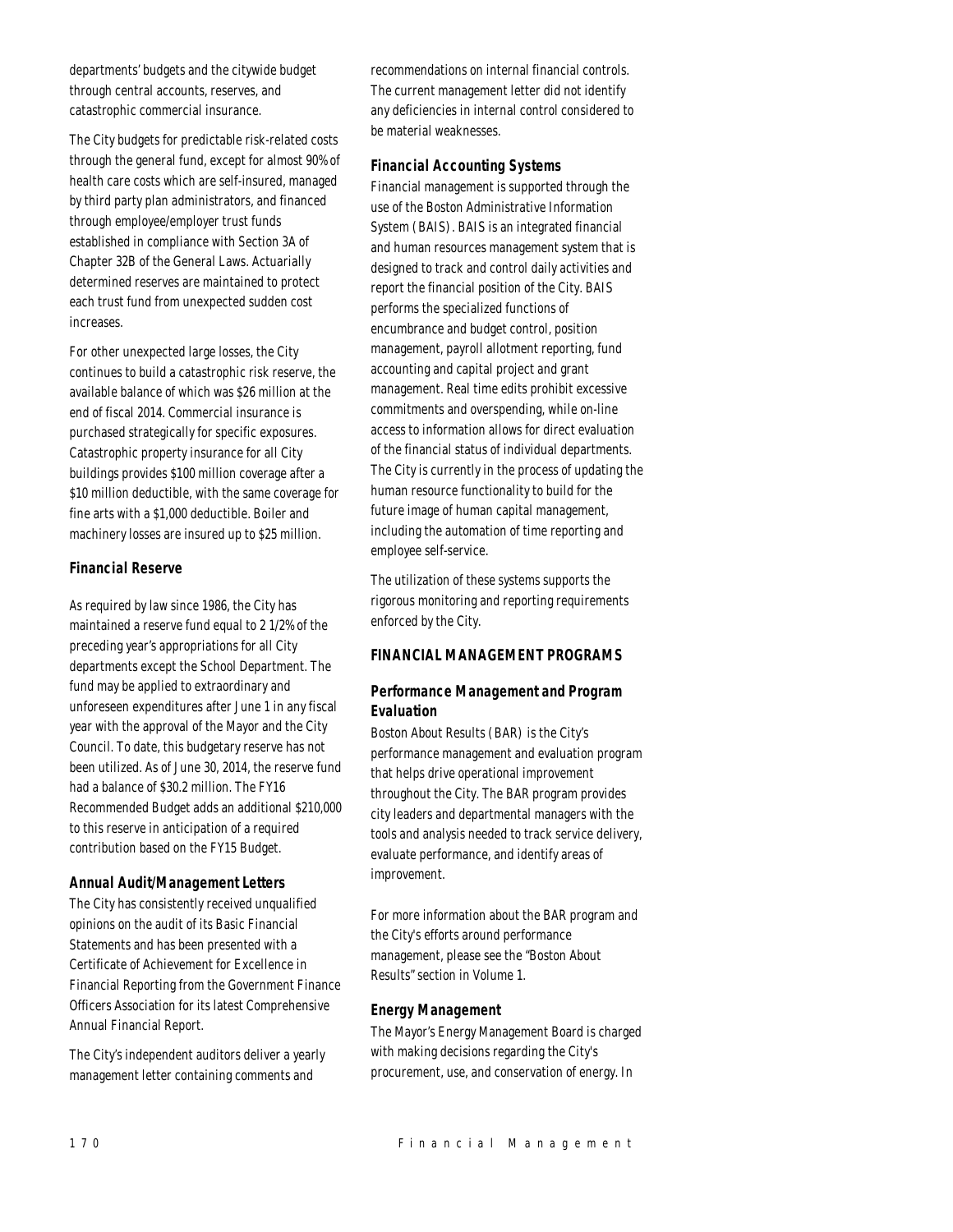departments' budgets and the citywide budget through central accounts, reserves, and catastrophic commercial insurance.

The City budgets for predictable risk-related costs through the general fund, except for almost 90% of health care costs which are self-insured, managed by third party plan administrators, and financed through employee/employer trust funds established in compliance with Section 3A of Chapter 32B of the General Laws. Actuarially determined reserves are maintained to protect each trust fund from unexpected sudden cost increases.

For other unexpected large losses, the City continues to build a catastrophic risk reserve, the available balance of which was $26 million at the end of fiscal 2014. Commercial insurance is purchased strategically for specific exposures. Catastrophic property insurance for all City buildings provides $100 million coverage after a $10 million deductible, with the same coverage for fine arts with a $1,000 deductible. Boiler and machinery losses are insured up to $25 million.

### Financial Reserve

As required by law since 1986, the City has maintained a reserve fund equal to 2 1/2% of the preceding year's appropriations for all City departments except the School Department. The fund may be applied to extraordinary and unforeseen expenditures after June 1 in any fiscal year with the approval of the Mayor and the City Council. To date, this budgetary reserve has not been utilized. As of June 30, 2014, the reserve fund had a balance of $30.2 million. The FY16 Recommended Budget adds an additional $210,000 to this reserve in anticipation of a required contribution based on the FY15 Budget.

### Annual Audit/Management Letters

The City has consistently received unqualified opinions on the audit of its Basic Financial Statements and has been presented with a Certificate of Achievement for Excellence in Financial Reporting from the Government Finance Officers Association for its latest Comprehensive Annual Financial Report.

The City's independent auditors deliver a yearly management letter containing comments and recommendations on internal financial controls. The current management letter did not identify any deficiencies in internal control considered to be material weaknesses.

### Financial Accounting Systems

Financial management is supported through the use of the Boston Administrative Information System (BAIS). BAIS is an integrated financial and human resources management system that is designed to track and control daily activities and report the financial position of the City. BAIS performs the specialized functions of encumbrance and budget control, position management, payroll allotment reporting, fund accounting and capital project and grant management. Real time edits prohibit excessive commitments and overspending, while on-line access to information allows for direct evaluation of the financial status of individual departments. The City is currently in the process of updating the human resource functionality to build for the future image of human capital management, including the automation of time reporting and employee self-service.

The utilization of these systems supports the rigorous monitoring and reporting requirements enforced by the City.

## FINANCIAL MANAGEMENT PROGRAMS

### Performance Management and Program Evaluation

Boston About Results (BAR) is the City's performance management and evaluation program that helps drive operational improvement throughout the City. The BAR program provides city leaders and departmental managers with the tools and analysis needed to track service delivery, evaluate performance, and identify areas of improvement.

For more information about the BAR program and the City's efforts around performance management, please see the "Boston About Results" section in Volume 1.

### Energy Management

The Mayor's Energy Management Board is charged with making decisions regarding the City's procurement, use, and conservation of energy. In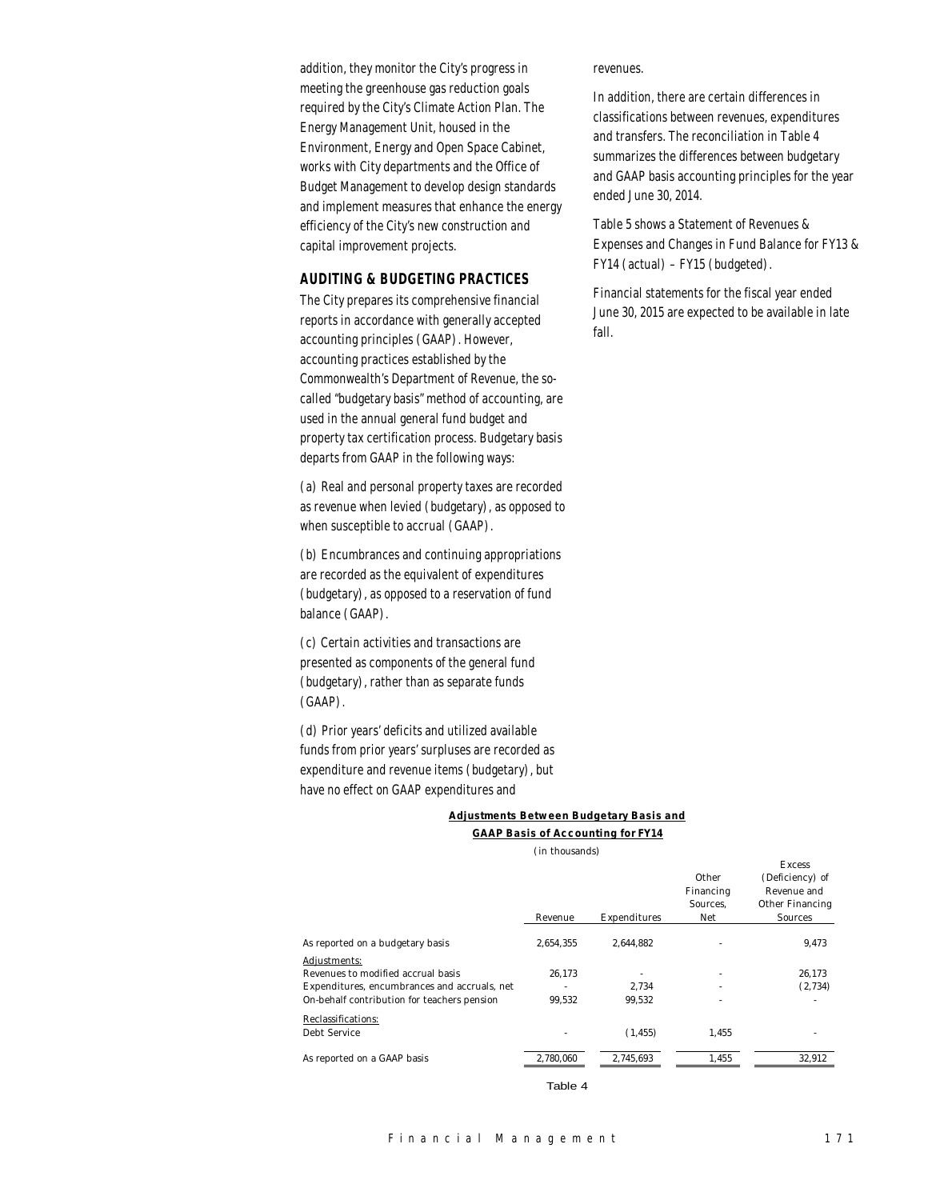addition, they monitor the City's progress in meeting the greenhouse gas reduction goals required by the City's Climate Action Plan. The Energy Management Unit, housed in the Environment, Energy and Open Space Cabinet, works with City departments and the Office of Budget Management to develop design standards and implement measures that enhance the energy efficiency of the City's new construction and capital improvement projects.

## AUDITING & BUDGETING PRACTICES

The City prepares its comprehensive financial reports in accordance with generally accepted accounting principles (GAAP). However, accounting practices established by the Commonwealth's Department of Revenue, the so-called "budgetary basis" method of accounting, are used in the annual general fund budget and property tax certification process. Budgetary basis departs from GAAP in the following ways:

(a) Real and personal property taxes are recorded as revenue when levied (budgetary), as opposed to when susceptible to accrual (GAAP).

(b) Encumbrances and continuing appropriations are recorded as the equivalent of expenditures (budgetary), as opposed to a reservation of fund balance (GAAP).

(c) Certain activities and transactions are presented as components of the general fund (budgetary), rather than as separate funds (GAAP).

(d) Prior years' deficits and utilized available funds from prior years' surpluses are recorded as expenditure and revenue items (budgetary), but have no effect on GAAP expenditures and revenues.

In addition, there are certain differences in classifications between revenues, expenditures and transfers. The reconciliation in Table 4 summarizes the differences between budgetary and GAAP basis accounting principles for the year ended June 30, 2014.

Table 5 shows a Statement of Revenues & Expenses and Changes in Fund Balance for FY13 & FY14 (actual) – FY15 (budgeted).

Financial statements for the fiscal year ended June 30, 2015 are expected to be available in late fall.

**Adjustments Between Budgetary Basis and GAAP Basis of Accounting for FY14**

(in thousands)

| | Revenue | Expenditures | Other Financing Sources, Net | Excess (Deficiency) of Revenue and Other Financing Sources |
|---|---|---|---|---|
| As reported on a budgetary basis | 2,654,355 | 2,644,882 | - | 9,473 |
| Adjustments: | | | | |
| Revenues to modified accrual basis | 26,173 | - | - | 26,173 |
| Expenditures, encumbrances and accruals, net | - | 2,734 | - | (2,734) |
| On-behalf contribution for teachers pension | 99,532 | 99,532 | - | - |
| Reclassifications: | | | | |
| Debt Service | - | (1,455) | 1,455 | - |
| As reported on a GAAP basis | 2,780,060 | 2,745,693 | 1,455 | 32,912 |

Table 4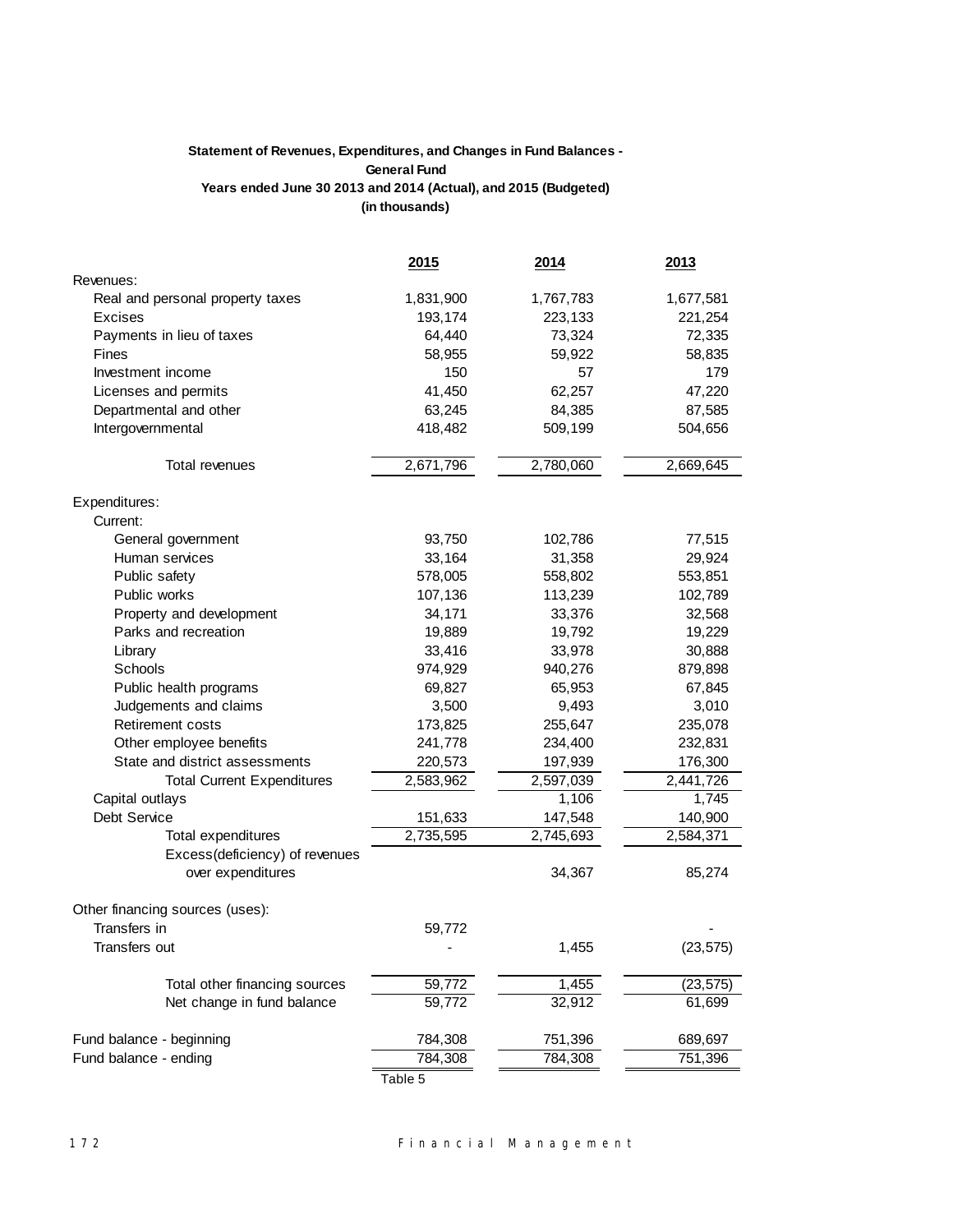**Statement of Revenues, Expenditures, and Changes in Fund Balances -**
**General Fund**
**Years ended June 30 2013 and 2014 (Actual), and 2015 (Budgeted)**
**(in thousands)**

| | 2015 | 2014 | 2013 |
|---|---|---|---|
| Revenues: | | | |
| Real and personal property taxes | 1,831,900 | 1,767,783 | 1,677,581 |
| Excises | 193,174 | 223,133 | 221,254 |
| Payments in lieu of taxes | 64,440 | 73,324 | 72,335 |
| Fines | 58,955 | 59,922 | 58,835 |
| Investment income | 150 | 57 | 179 |
| Licenses and permits | 41,450 | 62,257 | 47,220 |
| Departmental and other | 63,245 | 84,385 | 87,585 |
| Intergovernmental | 418,482 | 509,199 | 504,656 |
| Total revenues | 2,671,796 | 2,780,060 | 2,669,645 |
| Expenditures: | | | |
| Current: | | | |
| General government | 93,750 | 102,786 | 77,515 |
| Human services | 33,164 | 31,358 | 29,924 |
| Public safety | 578,005 | 558,802 | 553,851 |
| Public works | 107,136 | 113,239 | 102,789 |
| Property and development | 34,171 | 33,376 | 32,568 |
| Parks and recreation | 19,889 | 19,792 | 19,229 |
| Library | 33,416 | 33,978 | 30,888 |
| Schools | 974,929 | 940,276 | 879,898 |
| Public health programs | 69,827 | 65,953 | 67,845 |
| Judgements and claims | 3,500 | 9,493 | 3,010 |
| Retirement costs | 173,825 | 255,647 | 235,078 |
| Other employee benefits | 241,778 | 234,400 | 232,831 |
| State and district assessments | 220,573 | 197,939 | 176,300 |
| Total Current Expenditures | 2,583,962 | 2,597,039 | 2,441,726 |
| Capital outlays | | 1,106 | 1,745 |
| Debt Service | 151,633 | 147,548 | 140,900 |
| Total expenditures | 2,735,595 | 2,745,693 | 2,584,371 |
| Excess(deficiency) of revenues over expenditures | | 34,367 | 85,274 |
| Other financing sources (uses): | | | |
| Transfers in | 59,772 | | - |
| Transfers out | - | 1,455 | (23,575) |
| Total other financing sources | 59,772 | 1,455 | (23,575) |
| Net change in fund balance | 59,772 | 32,912 | 61,699 |
| Fund balance - beginning | 784,308 | 751,396 | 689,697 |
| Fund balance - ending | 784,308 | 784,308 | 751,396 |

Table 5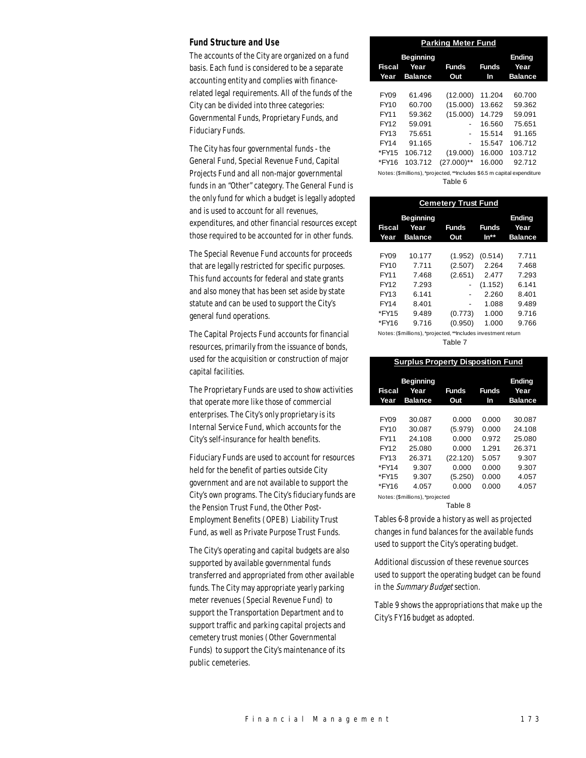### Fund Structure and Use

The accounts of the City are organized on a fund basis. Each fund is considered to be a separate accounting entity and complies with finance-related legal requirements. All of the funds of the City can be divided into three categories: Governmental Funds, Proprietary Funds, and Fiduciary Funds.

The City has four governmental funds - the General Fund, Special Revenue Fund, Capital Projects Fund and all non-major governmental funds in an "Other" category. The General Fund is the only fund for which a budget is legally adopted and is used to account for all revenues, expenditures, and other financial resources except those required to be accounted for in other funds.

The Special Revenue Fund accounts for proceeds that are legally restricted for specific purposes. This fund accounts for federal and state grants and also money that has been set aside by state statute and can be used to support the City's general fund operations.

The Capital Projects Fund accounts for financial resources, primarily from the issuance of bonds, used for the acquisition or construction of major capital facilities.

The Proprietary Funds are used to show activities that operate more like those of commercial enterprises. The City's only proprietary is its Internal Service Fund, which accounts for the City's self-insurance for health benefits.

Fiduciary Funds are used to account for resources held for the benefit of parties outside City government and are not available to support the City's own programs. The City's fiduciary funds are the Pension Trust Fund, the Other Post-Employment Benefits (OPEB) Liability Trust Fund, as well as Private Purpose Trust Funds.

The City's operating and capital budgets are also supported by available governmental funds transferred and appropriated from other available funds. The City may appropriate yearly parking meter revenues (Special Revenue Fund) to support the Transportation Department and to support traffic and parking capital projects and cemetery trust monies (Other Governmental Funds) to support the City's maintenance of its public cemeteries.

**Parking Meter Fund**

| Fiscal Year | Beginning Year Balance | Funds Out | Funds In | Ending Year Balance |
|---|---|---|---|---|
| FY09 | 61.496 | (12.000) | 11.204 | 60.700 |
| FY10 | 60.700 | (15.000) | 13.662 | 59.362 |
| FY11 | 59.362 | (15.000) | 14.729 | 59.091 |
| FY12 | 59.091 | - | 16.560 | 75.651 |
| FY13 | 75.651 | - | 15.514 | 91.165 |
| FY14 | 91.165 | - | 15.547 | 106.712 |
| *FY15 | 106.712 | (19.000) | 16.000 | 103.712 |
| *FY16 | 103.712 | (27.000)** | 16.000 | 92.712 |

Notes: ($millions), *projected, **Includes $6.5 m capital expenditure

Table 6

**Cemetery Trust Fund**

| Fiscal Year | Beginning Year Balance | Funds Out | Funds In** | Ending Year Balance |
|---|---|---|---|---|
| FY09 | 10.177 | (1.952) | (0.514) | 7.711 |
| FY10 | 7.711 | (2.507) | 2.264 | 7.468 |
| FY11 | 7.468 | (2.651) | 2.477 | 7.293 |
| FY12 | 7.293 | - | (1.152) | 6.141 |
| FY13 | 6.141 | - | 2.260 | 8.401 |
| FY14 | 8.401 | - | 1.088 | 9.489 |
| *FY15 | 9.489 | (0.773) | 1.000 | 9.716 |
| *FY16 | 9.716 | (0.950) | 1.000 | 9.766 |

Notes: ($millions), *projected, **Includes investment return

Table 7

**Surplus Property Disposition Fund**

| Fiscal Year | Beginning Year Balance | Funds Out | Funds In | Ending Year Balance |
|---|---|---|---|---|
| FY09 | 30.087 | 0.000 | 0.000 | 30.087 |
| FY10 | 30.087 | (5.979) | 0.000 | 24.108 |
| FY11 | 24.108 | 0.000 | 0.972 | 25.080 |
| FY12 | 25.080 | 0.000 | 1.291 | 26.371 |
| FY13 | 26.371 | (22.120) | 5.057 | 9.307 |
| *FY14 | 9.307 | 0.000 | 0.000 | 9.307 |
| *FY15 | 9.307 | (5.250) | 0.000 | 4.057 |
| *FY16 | 4.057 | 0.000 | 0.000 | 4.057 |

Notes: ($millions), *projected

Table 8

Tables 6-8 provide a history as well as projected changes in fund balances for the available funds used to support the City's operating budget.

Additional discussion of these revenue sources used to support the operating budget can be found in the *Summary Budget* section.

Table 9 shows the appropriations that make up the City's FY16 budget as adopted.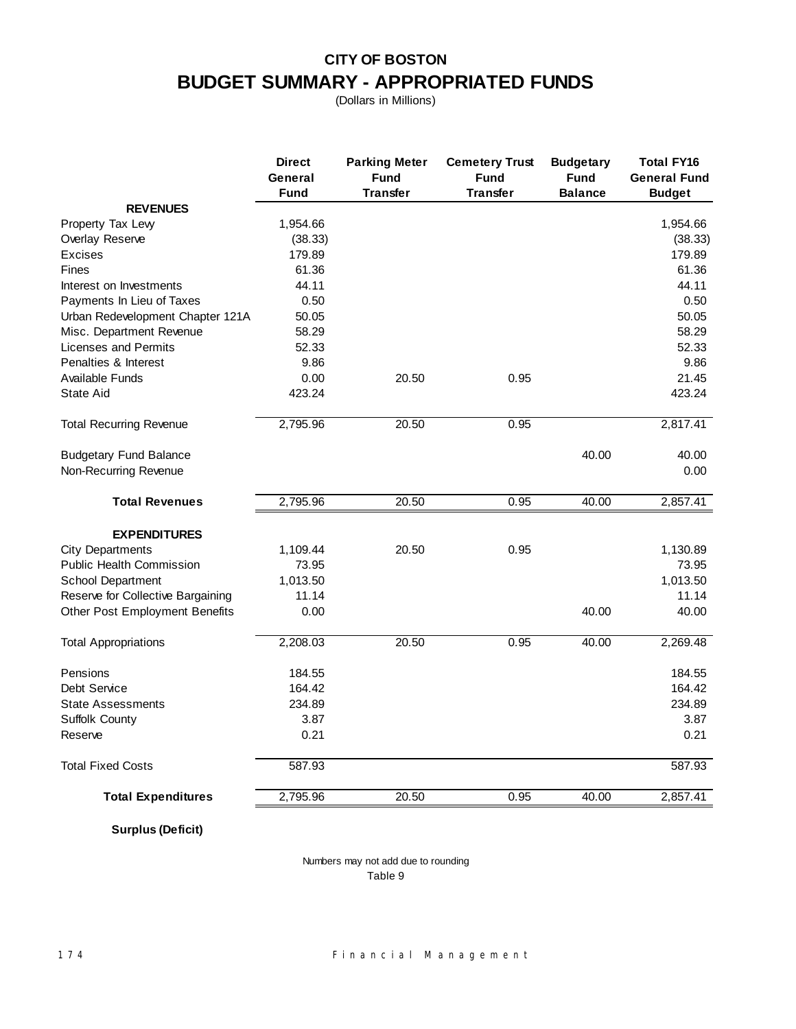# CITY OF BOSTON

## BUDGET SUMMARY - APPROPRIATED FUNDS

(Dollars in Millions)

| | Direct General Fund | Parking Meter Fund Transfer | Cemetery Trust Fund Transfer | Budgetary Fund Balance | Total FY16 General Fund Budget |
|---|---|---|---|---|---|
| **REVENUES** | | | | | |
| Property Tax Levy | 1,954.66 | | | | 1,954.66 |
| Overlay Reserve | (38.33) | | | | (38.33) |
| Excises | 179.89 | | | | 179.89 |
| Fines | 61.36 | | | | 61.36 |
| Interest on Investments | 44.11 | | | | 44.11 |
| Payments In Lieu of Taxes | 0.50 | | | | 0.50 |
| Urban Redevelopment Chapter 121A | 50.05 | | | | 50.05 |
| Misc. Department Revenue | 58.29 | | | | 58.29 |
| Licenses and Permits | 52.33 | | | | 52.33 |
| Penalties & Interest | 9.86 | | | | 9.86 |
| Available Funds | 0.00 | 20.50 | 0.95 | | 21.45 |
| State Aid | 423.24 | | | | 423.24 |
| Total Recurring Revenue | 2,795.96 | 20.50 | 0.95 | | 2,817.41 |
| Budgetary Fund Balance | | | | 40.00 | 40.00 |
| Non-Recurring Revenue | | | | | 0.00 |
| **Total Revenues** | 2,795.96 | 20.50 | 0.95 | 40.00 | 2,857.41 |
| **EXPENDITURES** | | | | | |
| City Departments | 1,109.44 | 20.50 | 0.95 | | 1,130.89 |
| Public Health Commission | 73.95 | | | | 73.95 |
| School Department | 1,013.50 | | | | 1,013.50 |
| Reserve for Collective Bargaining | 11.14 | | | | 11.14 |
| Other Post Employment Benefits | 0.00 | | | 40.00 | 40.00 |
| Total Appropriations | 2,208.03 | 20.50 | 0.95 | 40.00 | 2,269.48 |
| Pensions | 184.55 | | | | 184.55 |
| Debt Service | 164.42 | | | | 164.42 |
| State Assessments | 234.89 | | | | 234.89 |
| Suffolk County | 3.87 | | | | 3.87 |
| Reserve | 0.21 | | | | 0.21 |
| Total Fixed Costs | 587.93 | | | | 587.93 |
| **Total Expenditures** | 2,795.96 | 20.50 | 0.95 | 40.00 | 2,857.41 |
| **Surplus (Deficit)** | | | | | |

Numbers may not add due to rounding

Table 9